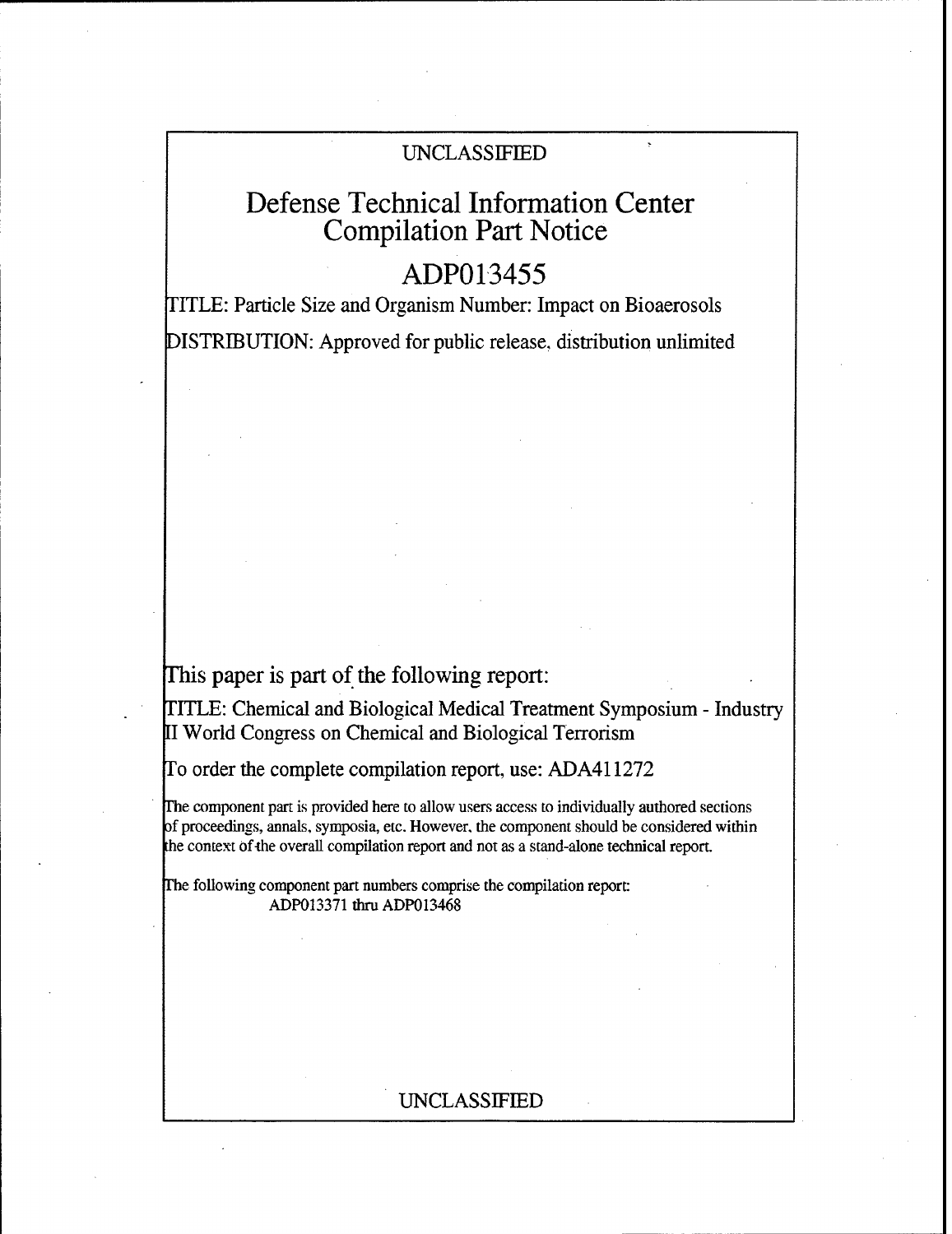UNCLASSIFIED

# Defense Technical Information Center Compilation Part Notice

# ADP013455

TITLE: Particle Size and Organism Number: Impact on Bioaerosols

DISTRIBUTION: Approved for public release, distribution unlimited

This paper is part of the following report:

TITLE: Chemical and Biological Medical Treatment Symposium - Industry II World Congress on Chemical and Biological Terrorism

To order the complete compilation report, use: ADA411272

The component part is provided here to allow users access to individually authored sections of proceedings, annals, symposia, etc. However, the component should be considered within the context of the overall compilation report and not as a stand-alone technical report.

The following component part numbers comprise the compilation report:
ADP013371 thru ADP013468

UNCLASSIFIED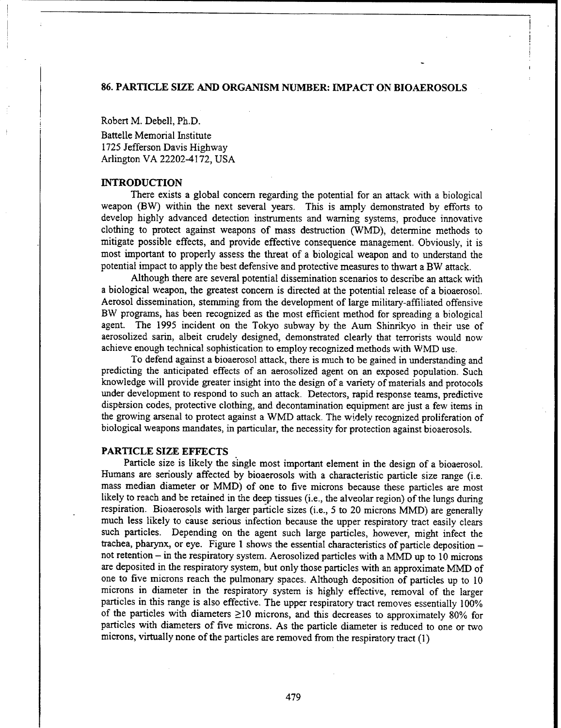## 86. PARTICLE SIZE AND ORGANISM NUMBER: IMPACT ON BIOAEROSOLS

Robert M. Debell, Ph.D.
Battelle Memorial Institute
1725 Jefferson Davis Highway
Arlington VA 22202-4172, USA

### INTRODUCTION

There exists a global concern regarding the potential for an attack with a biological weapon (BW) within the next several years. This is amply demonstrated by efforts to develop highly advanced detection instruments and warning systems, produce innovative clothing to protect against weapons of mass destruction (WMD), determine methods to mitigate possible effects, and provide effective consequence management. Obviously, it is most important to properly assess the threat of a biological weapon and to understand the potential impact to apply the best defensive and protective measures to thwart a BW attack.

Although there are several potential dissemination scenarios to describe an attack with a biological weapon, the greatest concern is directed at the potential release of a bioaerosol. Aerosol dissemination, stemming from the development of large military-affiliated offensive BW programs, has been recognized as the most efficient method for spreading a biological agent. The 1995 incident on the Tokyo subway by the Aum Shinrikyo in their use of aerosolized sarin, albeit crudely designed, demonstrated clearly that terrorists would now achieve enough technical sophistication to employ recognized methods with WMD use.

To defend against a bioaerosol attack, there is much to be gained in understanding and predicting the anticipated effects of an aerosolized agent on an exposed population. Such knowledge will provide greater insight into the design of a variety of materials and protocols under development to respond to such an attack. Detectors, rapid response teams, predictive dispersion codes, protective clothing, and decontamination equipment are just a few items in the growing arsenal to protect against a WMD attack. The widely recognized proliferation of biological weapons mandates, in particular, the necessity for protection against bioaerosols.

### PARTICLE SIZE EFFECTS

Particle size is likely the single most important element in the design of a bioaerosol. Humans are seriously affected by bioaerosols with a characteristic particle size range (i.e. mass median diameter or MMD) of one to five microns because these particles are most likely to reach and be retained in the deep tissues (i.e., the alveolar region) of the lungs during respiration. Bioaerosols with larger particle sizes (i.e., 5 to 20 microns MMD) are generally much less likely to cause serious infection because the upper respiratory tract easily clears such particles. Depending on the agent such large particles, however, might infect the trachea, pharynx, or eye. Figure 1 shows the essential characteristics of particle deposition – not retention – in the respiratory system. Aerosolized particles with a MMD up to 10 microns are deposited in the respiratory system, but only those particles with an approximate MMD of one to five microns reach the pulmonary spaces. Although deposition of particles up to 10 microns in diameter in the respiratory system is highly effective, removal of the larger particles in this range is also effective. The upper respiratory tract removes essentially 100% of the particles with diameters ≥10 microns, and this decreases to approximately 80% for particles with diameters of five microns. As the particle diameter is reduced to one or two microns, virtually none of the particles are removed from the respiratory tract (1)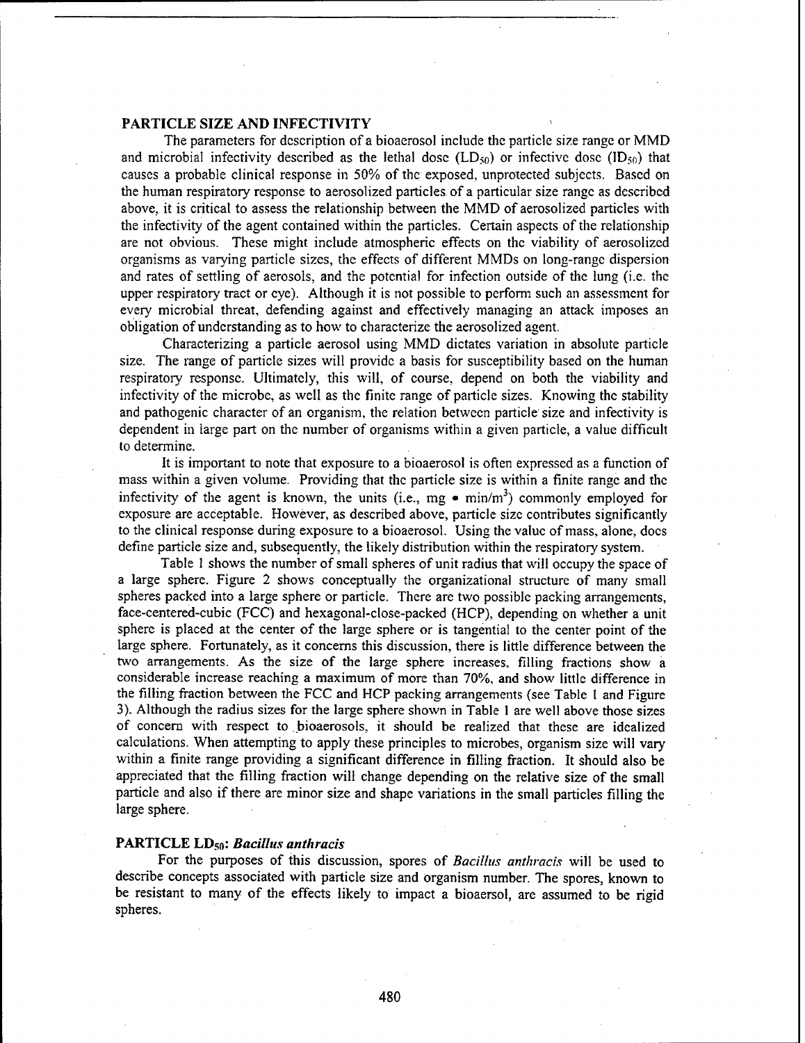## PARTICLE SIZE AND INFECTIVITY

The parameters for description of a bioaerosol include the particle size range or MMD and microbial infectivity described as the lethal dose ($LD_{50}$) or infective dose ($ID_{50}$) that causes a probable clinical response in 50% of the exposed, unprotected subjects. Based on the human respiratory response to aerosolized particles of a particular size range as described above, it is critical to assess the relationship between the MMD of aerosolized particles with the infectivity of the agent contained within the particles. Certain aspects of the relationship are not obvious. These might include atmospheric effects on the viability of aerosolized organisms as varying particle sizes, the effects of different MMDs on long-range dispersion and rates of settling of aerosols, and the potential for infection outside of the lung (i.e. the upper respiratory tract or eye). Although it is not possible to perform such an assessment for every microbial threat, defending against and effectively managing an attack imposes an obligation of understanding as to how to characterize the aerosolized agent.

Characterizing a particle aerosol using MMD dictates variation in absolute particle size. The range of particle sizes will provide a basis for susceptibility based on the human respiratory response. Ultimately, this will, of course, depend on both the viability and infectivity of the microbe, as well as the finite range of particle sizes. Knowing the stability and pathogenic character of an organism, the relation between particle size and infectivity is dependent in large part on the number of organisms within a given particle, a value difficult to determine.

It is important to note that exposure to a bioaerosol is often expressed as a function of mass within a given volume. Providing that the particle size is within a finite range and the infectivity of the agent is known, the units (i.e., mg • min/m$^3$) commonly employed for exposure are acceptable. However, as described above, particle size contributes significantly to the clinical response during exposure to a bioaerosol. Using the value of mass, alone, does define particle size and, subsequently, the likely distribution within the respiratory system.

Table 1 shows the number of small spheres of unit radius that will occupy the space of a large sphere. Figure 2 shows conceptually the organizational structure of many small spheres packed into a large sphere or particle. There are two possible packing arrangements, face-centered-cubic (FCC) and hexagonal-close-packed (HCP), depending on whether a unit sphere is placed at the center of the large sphere or is tangential to the center point of the large sphere. Fortunately, as it concerns this discussion, there is little difference between the two arrangements. As the size of the large sphere increases, filling fractions show a considerable increase reaching a maximum of more than 70%, and show little difference in the filling fraction between the FCC and HCP packing arrangements (see Table 1 and Figure 3). Although the radius sizes for the large sphere shown in Table 1 are well above those sizes of concern with respect to bioaerosols, it should be realized that these are idealized calculations. When attempting to apply these principles to microbes, organism size will vary within a finite range providing a significant difference in filling fraction. It should also be appreciated that the filling fraction will change depending on the relative size of the small particle and also if there are minor size and shape variations in the small particles filling the large sphere.

## PARTICLE $LD_{50}$: *Bacillus anthracis*

For the purposes of this discussion, spores of *Bacillus anthracis* will be used to describe concepts associated with particle size and organism number. The spores, known to be resistant to many of the effects likely to impact a bioaersol, are assumed to be rigid spheres.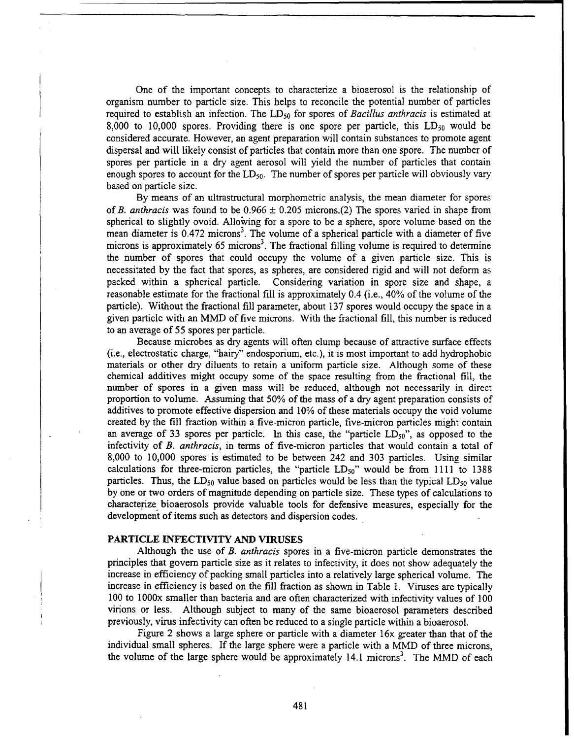One of the important concepts to characterize a bioaerosol is the relationship of organism number to particle size. This helps to reconcile the potential number of particles required to establish an infection. The $LD_{50}$ for spores of *Bacillus anthracis* is estimated at 8,000 to 10,000 spores. Providing there is one spore per particle, this $LD_{50}$ would be considered accurate. However, an agent preparation will contain substances to promote agent dispersal and will likely consist of particles that contain more than one spore. The number of spores per particle in a dry agent aerosol will yield the number of particles that contain enough spores to account for the $LD_{50}$. The number of spores per particle will obviously vary based on particle size.

By means of an ultrastructural morphometric analysis, the mean diameter for spores of *B. anthracis* was found to be $0.966 \pm 0.205$ microns.(2) The spores varied in shape from spherical to slightly ovoid. Allowing for a spore to be a sphere, spore volume based on the mean diameter is 0.472 microns$^3$. The volume of a spherical particle with a diameter of five microns is approximately 65 microns$^3$. The fractional filling volume is required to determine the number of spores that could occupy the volume of a given particle size. This is necessitated by the fact that spores, as spheres, are considered rigid and will not deform as packed within a spherical particle. Considering variation in spore size and shape, a reasonable estimate for the fractional fill is approximately 0.4 (i.e., 40% of the volume of the particle). Without the fractional fill parameter, about 137 spores would occupy the space in a given particle with an MMD of five microns. With the fractional fill, this number is reduced to an average of 55 spores per particle.

Because microbes as dry agents will often clump because of attractive surface effects (i.e., electrostatic charge, "hairy" endosporium, etc.), it is most important to add hydrophobic materials or other dry diluents to retain a uniform particle size. Although some of these chemical additives might occupy some of the space resulting from the fractional fill, the number of spores in a given mass will be reduced, although not necessarily in direct proportion to volume. Assuming that 50% of the mass of a dry agent preparation consists of additives to promote effective dispersion and 10% of these materials occupy the void volume created by the fill fraction within a five-micron particle, five-micron particles might contain an average of 33 spores per particle. In this case, the "particle $LD_{50}$", as opposed to the infectivity of *B. anthracis*, in terms of five-micron particles that would contain a total of 8,000 to 10,000 spores is estimated to be between 242 and 303 particles. Using similar calculations for three-micron particles, the "particle $LD_{50}$" would be from 1111 to 1388 particles. Thus, the $LD_{50}$ value based on particles would be less than the typical $LD_{50}$ value by one or two orders of magnitude depending on particle size. These types of calculations to characterize bioaerosols provide valuable tools for defensive measures, especially for the development of items such as detectors and dispersion codes.

## PARTICLE INFECTIVITY AND VIRUSES

Although the use of *B. anthracis* spores in a five-micron particle demonstrates the principles that govern particle size as it relates to infectivity, it does not show adequately the increase in efficiency of packing small particles into a relatively large spherical volume. The increase in efficiency is based on the fill fraction as shown in Table 1. Viruses are typically 100 to 1000x smaller than bacteria and are often characterized with infectivity values of 100 virions or less. Although subject to many of the same bioaerosol parameters described previously, virus infectivity can often be reduced to a single particle within a bioaerosol.

Figure 2 shows a large sphere or particle with a diameter 16x greater than that of the individual small spheres. If the large sphere were a particle with a MMD of three microns, the volume of the large sphere would be approximately 14.1 microns$^3$. The MMD of each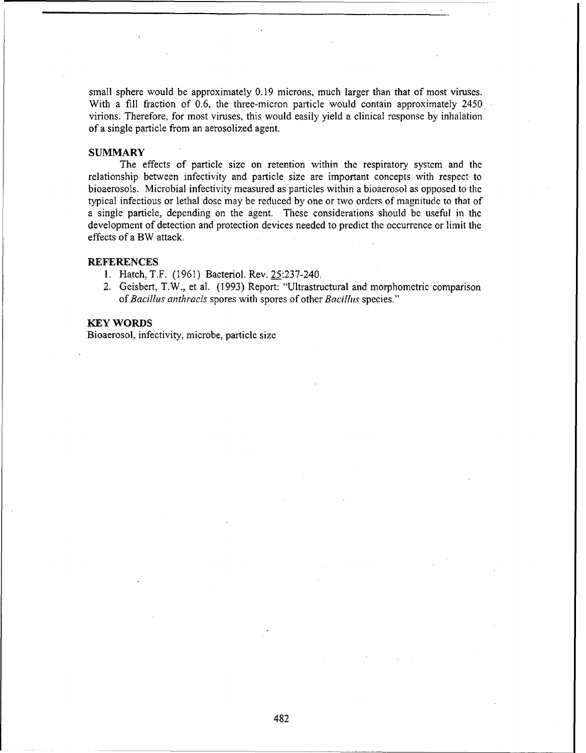small sphere would be approximately 0.19 microns, much larger than that of most viruses. With a fill fraction of 0.6, the three-micron particle would contain approximately 2450 virions. Therefore, for most viruses, this would easily yield a clinical response by inhalation of a single particle from an aerosolized agent.

## SUMMARY

The effects of particle size on retention within the respiratory system and the relationship between infectivity and particle size are important concepts with respect to bioaerosols. Microbial infectivity measured as particles within a bioaerosol as opposed to the typical infectious or lethal dose may be reduced by one or two orders of magnitude to that of a single particle, depending on the agent. These considerations should be useful in the development of detection and protection devices needed to predict the occurrence or limit the effects of a BW attack.

## REFERENCES

1. Hatch, T.F. (1961) Bacteriol. Rev. 25:237-240.
2. Geisbert, T.W., et al. (1993) Report: "Ultrastructural and morphometric comparison of *Bacillus anthracis* spores with spores of other *Bacillus* species."

## KEY WORDS

Bioaerosol, infectivity, microbe, particle size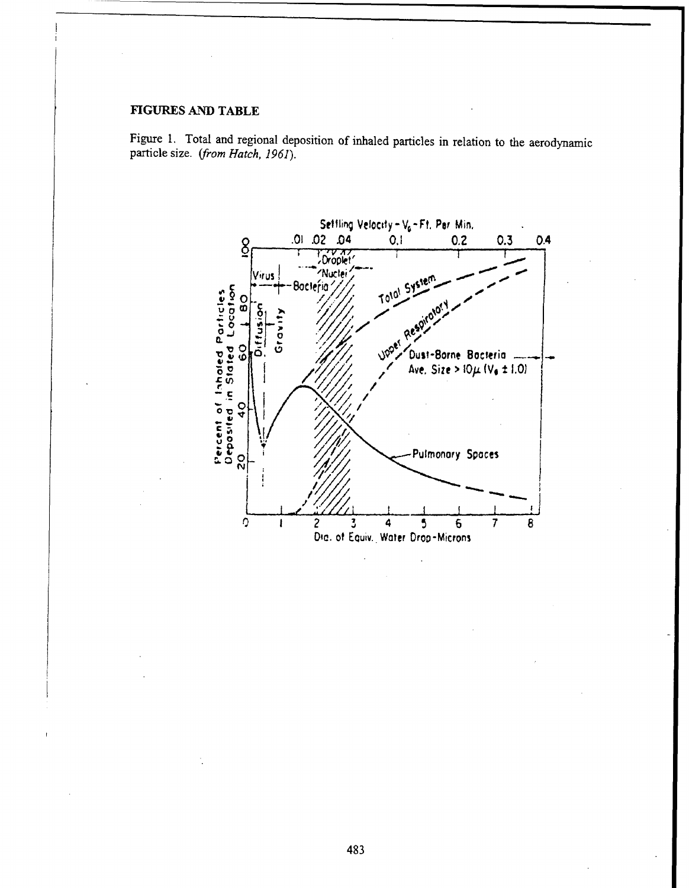## FIGURES AND TABLE

Figure 1. Total and regional deposition of inhaled particles in relation to the aerodynamic particle size. *(from Hatch, 1961).*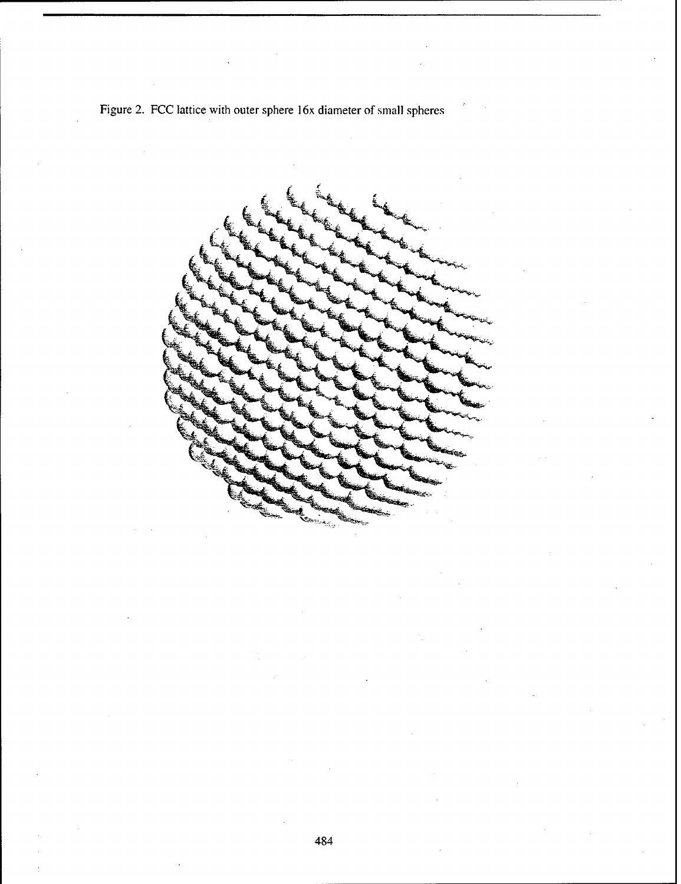Figure 2. FCC lattice with outer sphere 16x diameter of small spheres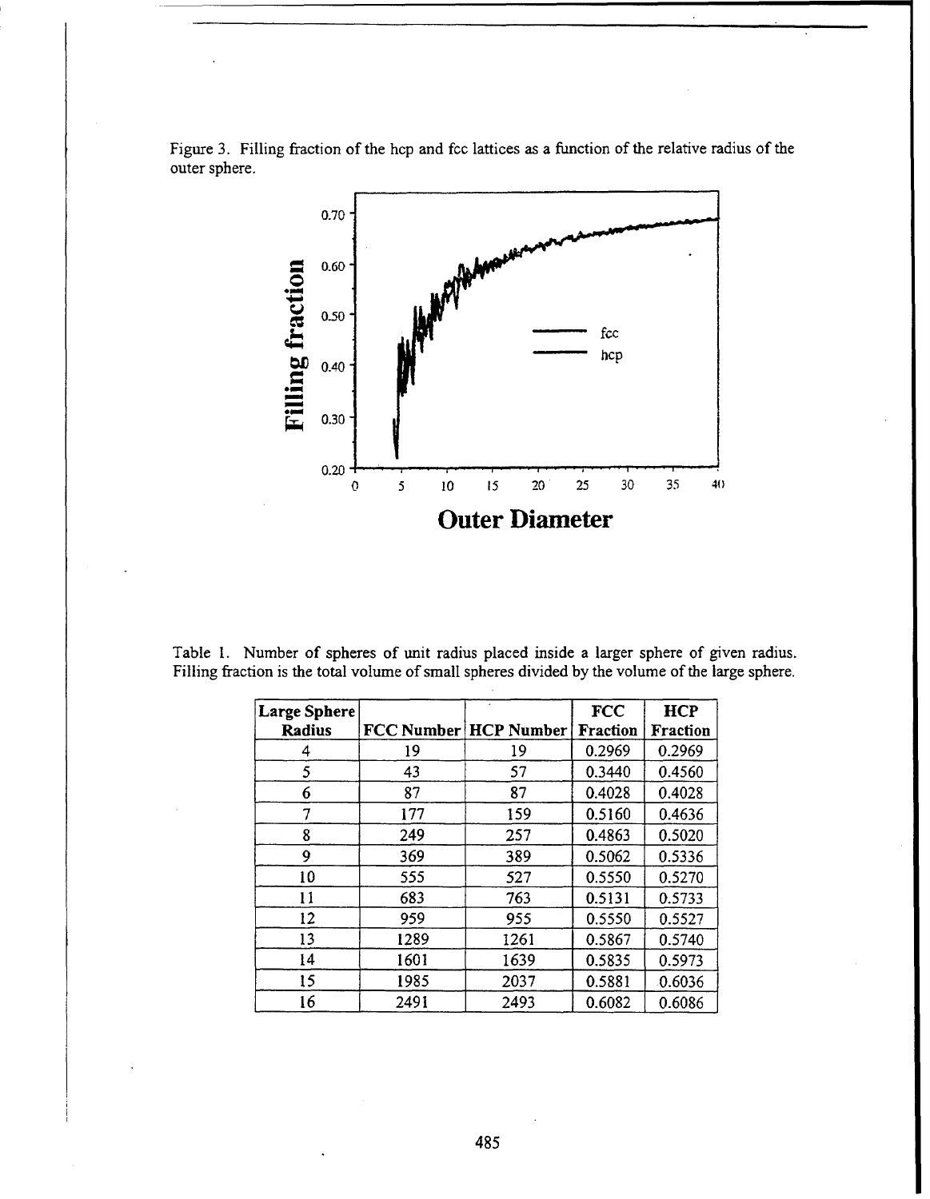Figure 3. Filling fraction of the hcp and fcc lattices as a function of the relative radius of the outer sphere.

Filling fraction

0.70
0.60
0.50
0.40
0.30
0.20

0 5 10 15 20 25 30 35 40

Outer Diameter

fcc
hcp

Table 1. Number of spheres of unit radius placed inside a larger sphere of given radius. Filling fraction is the total volume of small spheres divided by the volume of the large sphere.

| Large Sphere Radius | FCC Number | HCP Number | FCC Fraction | HCP Fraction |
|---|---|---|---|---|
| 4 | 19 | 19 | 0.2969 | 0.2969 |
| 5 | 43 | 57 | 0.3440 | 0.4560 |
| 6 | 87 | 87 | 0.4028 | 0.4028 |
| 7 | 177 | 159 | 0.5160 | 0.4636 |
| 8 | 249 | 257 | 0.4863 | 0.5020 |
| 9 | 369 | 389 | 0.5062 | 0.5336 |
| 10 | 555 | 527 | 0.5550 | 0.5270 |
| 11 | 683 | 763 | 0.5131 | 0.5733 |
| 12 | 959 | 955 | 0.5550 | 0.5527 |
| 13 | 1289 | 1261 | 0.5867 | 0.5740 |
| 14 | 1601 | 1639 | 0.5835 | 0.5973 |
| 15 | 1985 | 2037 | 0.5881 | 0.6036 |
| 16 | 2491 | 2493 | 0.6082 | 0.6086 |